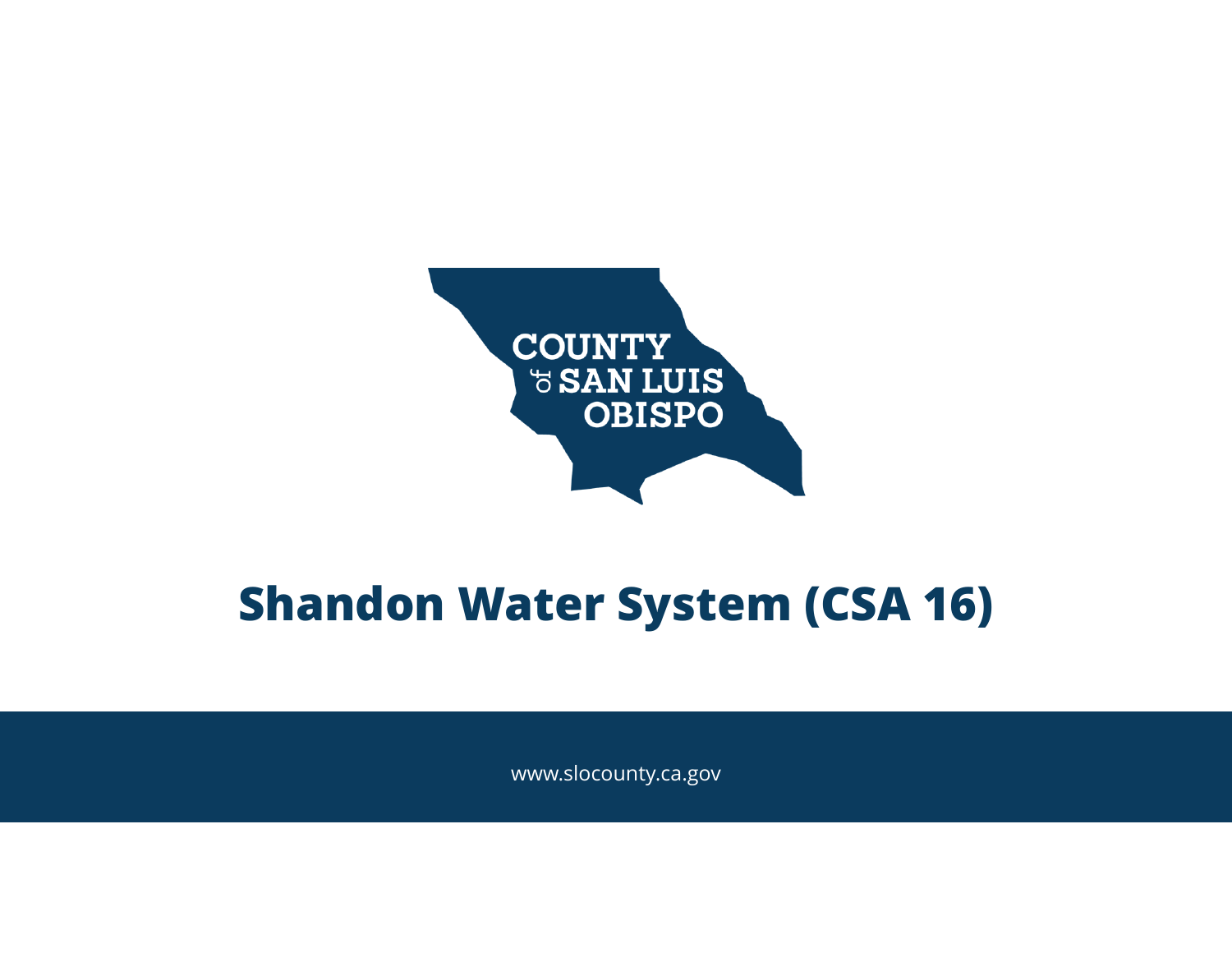COUNTY of SAN LUIS OBISPO

# Shandon Water System (CSA 16)

www.slocounty.ca.gov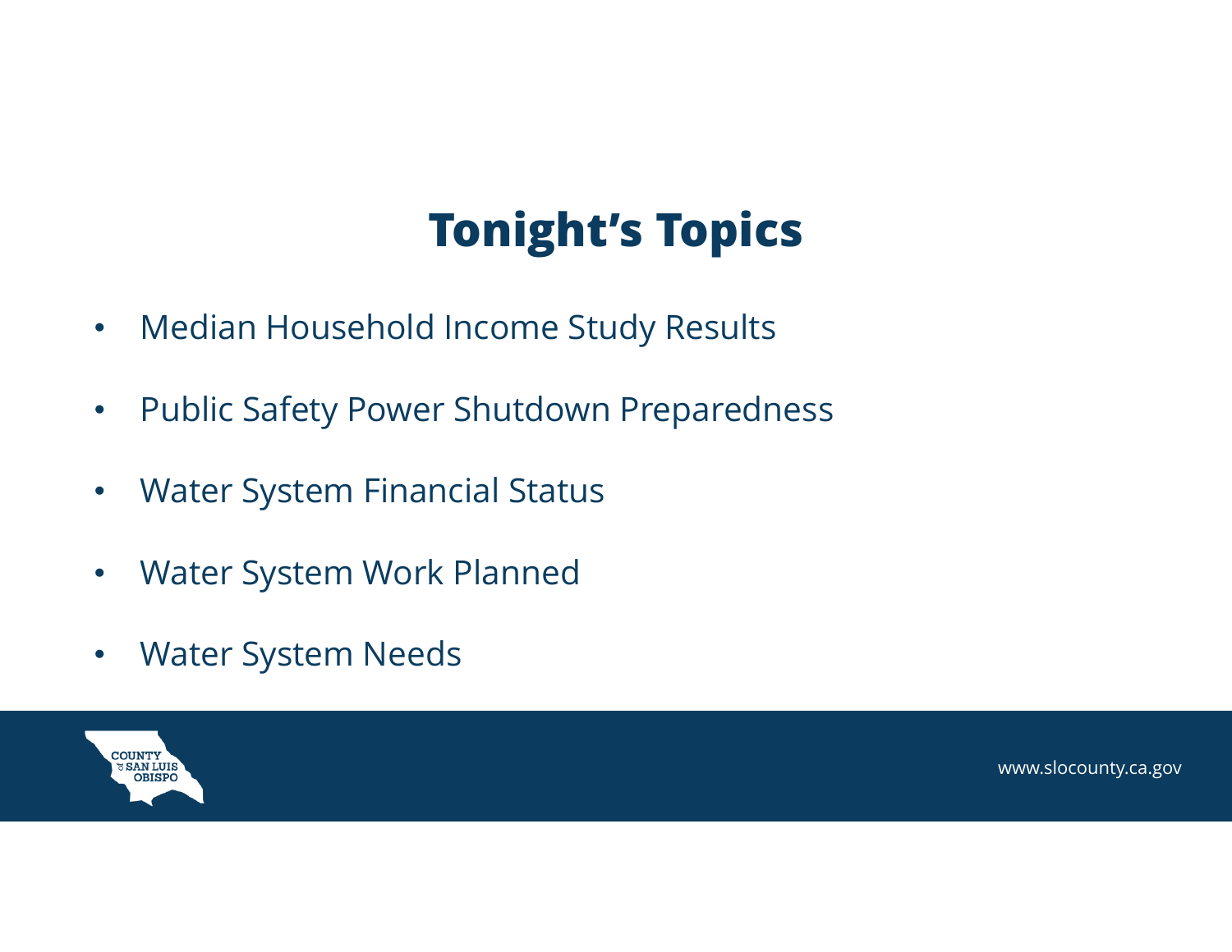# Tonight's Topics

- Median Household Income Study Results
- Public Safety Power Shutdown Preparedness
- Water System Financial Status
- Water System Work Planned
- Water System Needs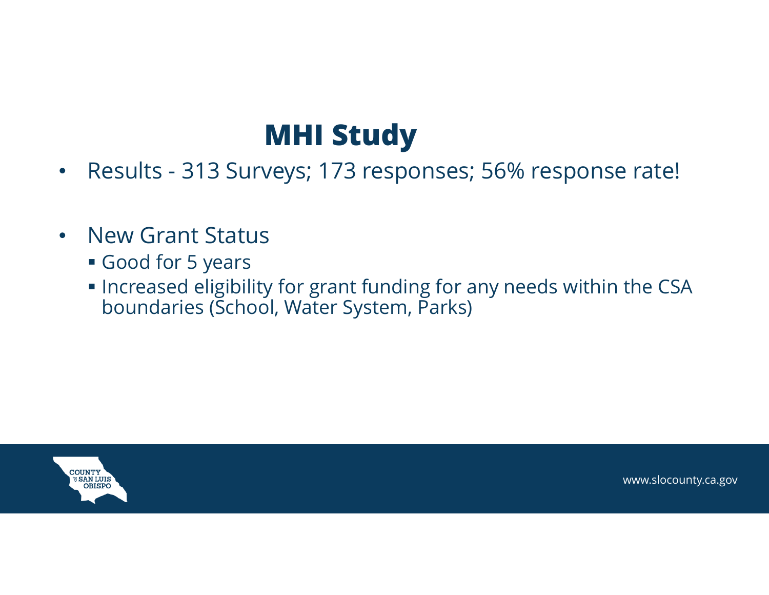# MHI Study

- Results - 313 Surveys; 173 responses; 56% response rate!

- New Grant Status
  - Good for 5 years
  - Increased eligibility for grant funding for any needs within the CSA boundaries (School, Water System, Parks)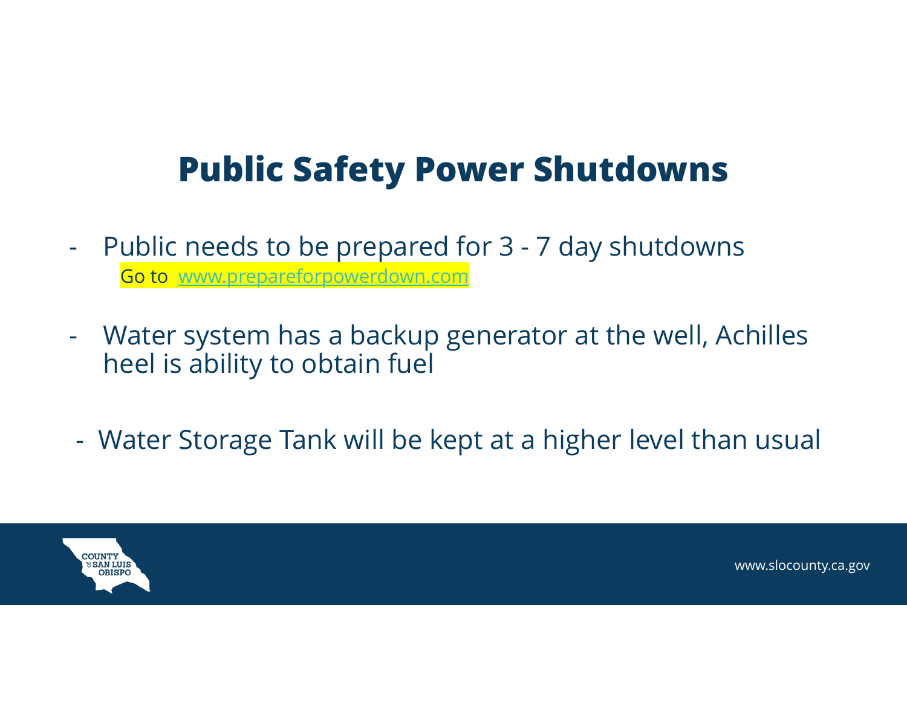# Public Safety Power Shutdowns

- Public needs to be prepared for 3 - 7 day shutdowns
  Go to [www.prepareforpowerdown.com](http://www.prepareforpowerdown.com)

- Water system has a backup generator at the well, Achilles heel is ability to obtain fuel

- Water Storage Tank will be kept at a higher level than usual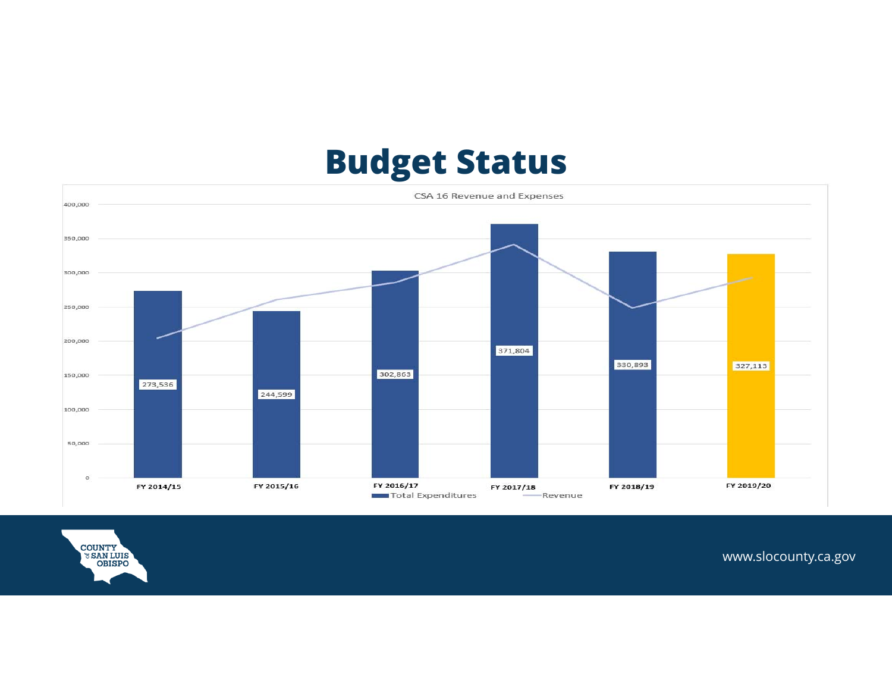# Budget Status

CSA 16 Revenue and Expenses

| Fiscal Year | Total Expenditures |
|---|---|
| FY 2014/15 | 273,536 |
| FY 2015/16 | 244,599 |
| FY 2016/17 | 302,863 |
| FY 2017/18 | 371,804 |
| FY 2018/19 | 330,893 |
| FY 2019/20 | 327,113 |

Total Expenditures — Revenue

www.slocounty.ca.gov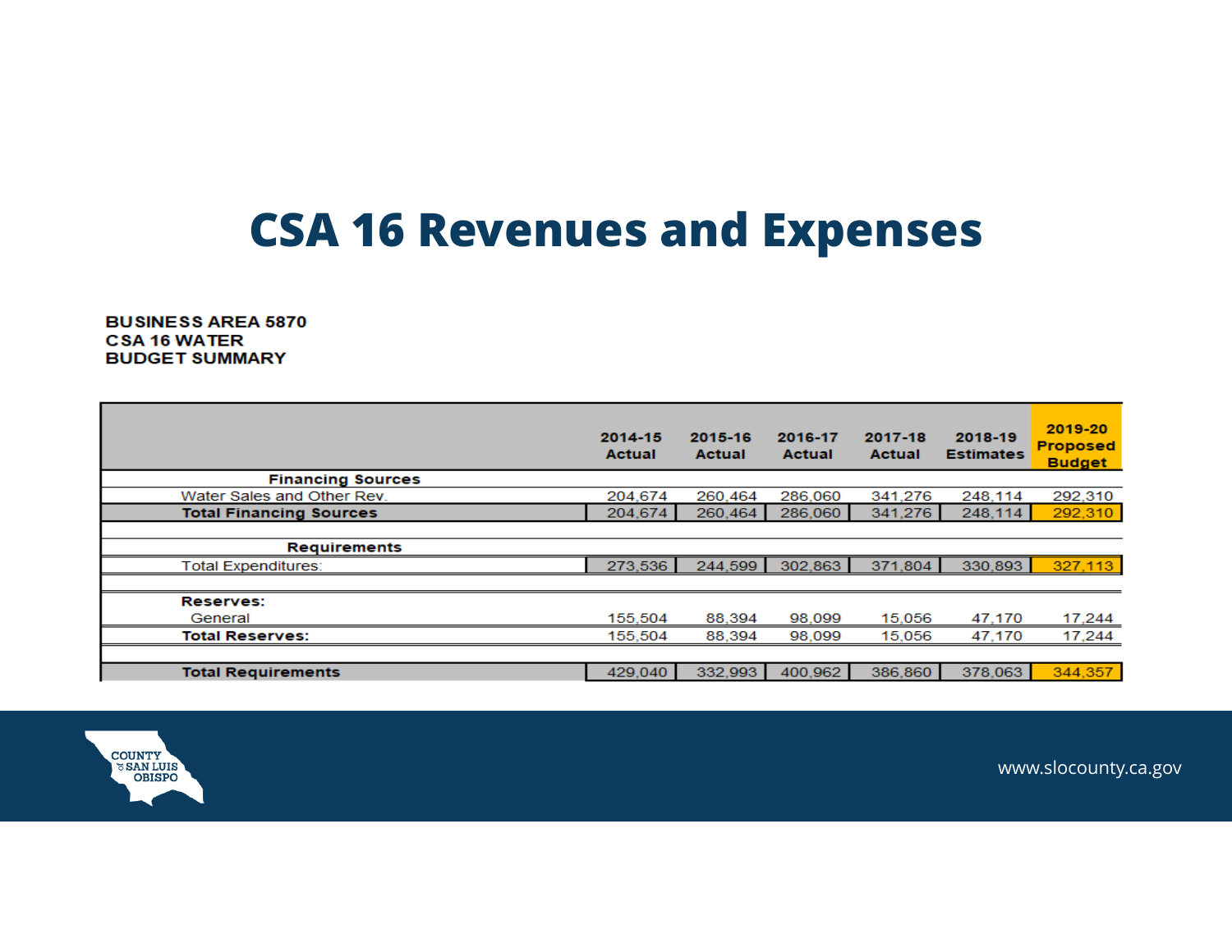# CSA 16 Revenues and Expenses

**BUSINESS AREA 5870**
**CSA 16 WATER**
**BUDGET SUMMARY**

| | 2014-15 Actual | 2015-16 Actual | 2016-17 Actual | 2017-18 Actual | 2018-19 Estimates | 2019-20 Proposed Budget |
|---|---|---|---|---|---|---|
| **Financing Sources** | | | | | | |
| Water Sales and Other Rev. | 204,674 | 260,464 | 286,060 | 341,276 | 248,114 | 292,310 |
| **Total Financing Sources** | 204,674 | 260,464 | 286,060 | 341,276 | 248,114 | 292,310 |
| **Requirements** | | | | | | |
| Total Expenditures: | 273,536 | 244,599 | 302,863 | 371,804 | 330,893 | 327,113 |
| **Reserves:** | | | | | | |
| General | 155,504 | 88,394 | 98,099 | 15,056 | 47,170 | 17,244 |
| **Total Reserves:** | 155,504 | 88,394 | 98,099 | 15,056 | 47,170 | 17,244 |
| **Total Requirements** | 429,040 | 332,993 | 400,962 | 386,860 | 378,063 | 344,357 |

COUNTY of SAN LUIS OBISPO

www.slocounty.ca.gov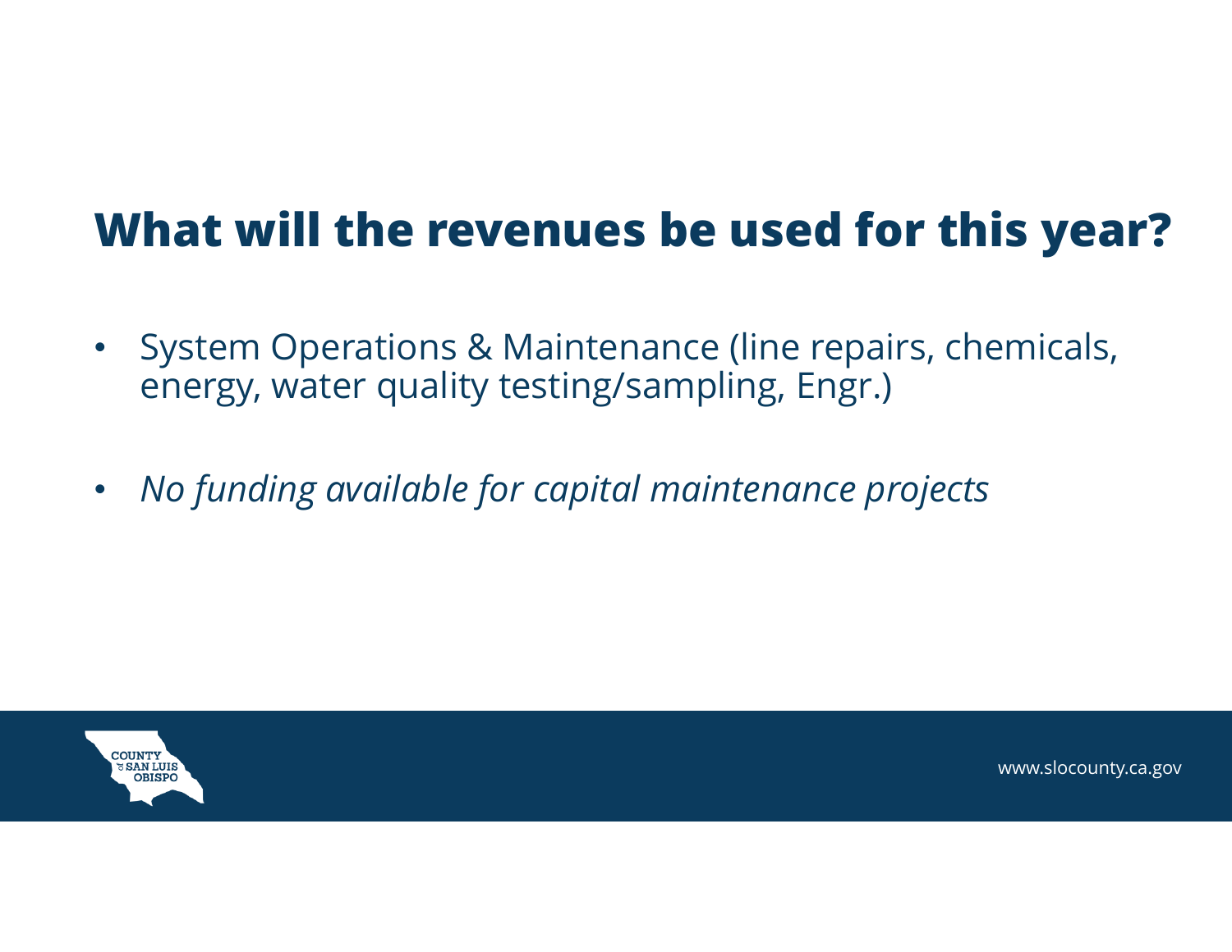# What will the revenues be used for this year?

- System Operations & Maintenance (line repairs, chemicals, energy, water quality testing/sampling, Engr.)
- *No funding available for capital maintenance projects*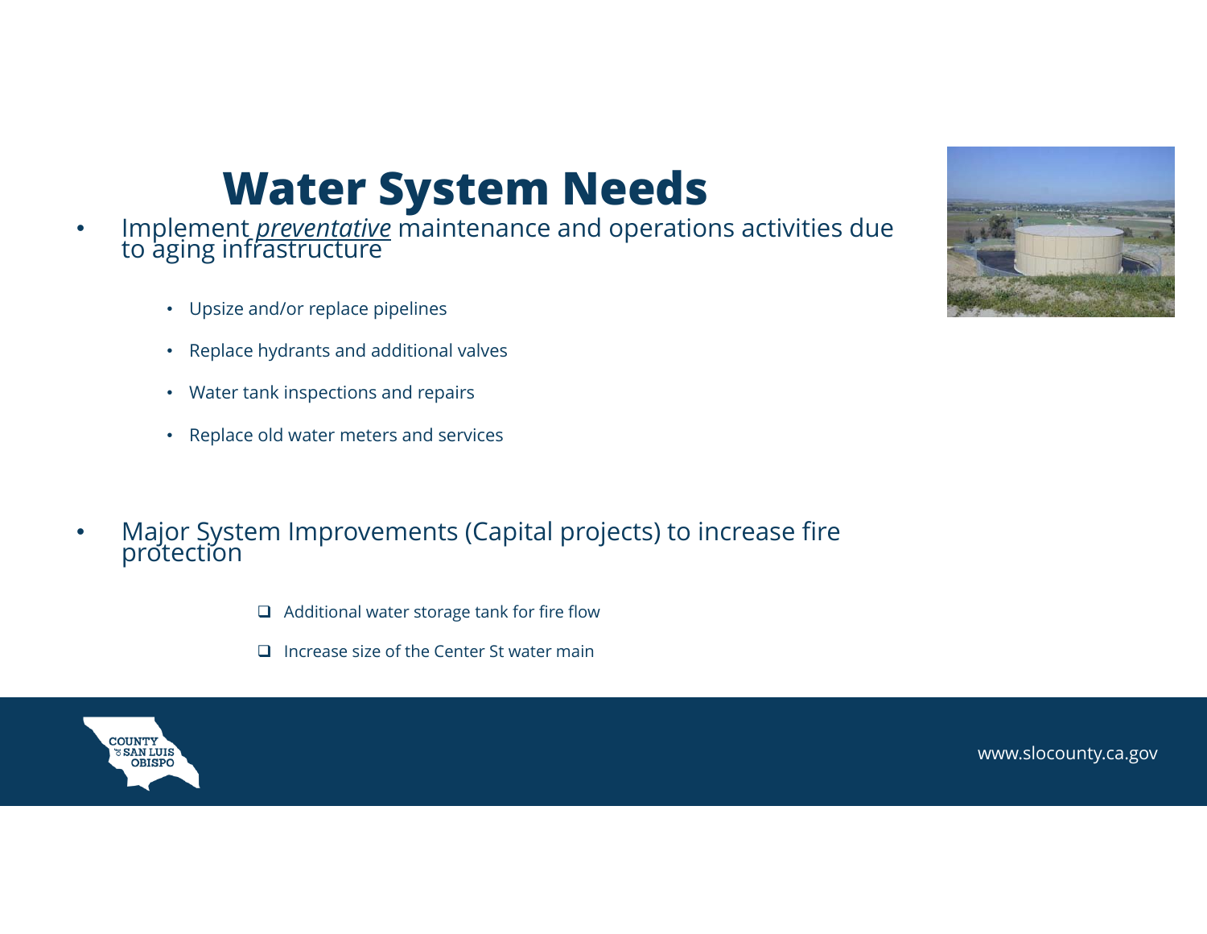# Water System Needs

- Implement ***preventative*** maintenance and operations activities due to aging infrastructure
  - Upsize and/or replace pipelines
  - Replace hydrants and additional valves
  - Water tank inspections and repairs
  - Replace old water meters and services

- Major System Improvements (Capital projects) to increase fire protection
  - ❑ Additional water storage tank for fire flow
  - ❑ Increase size of the Center St water main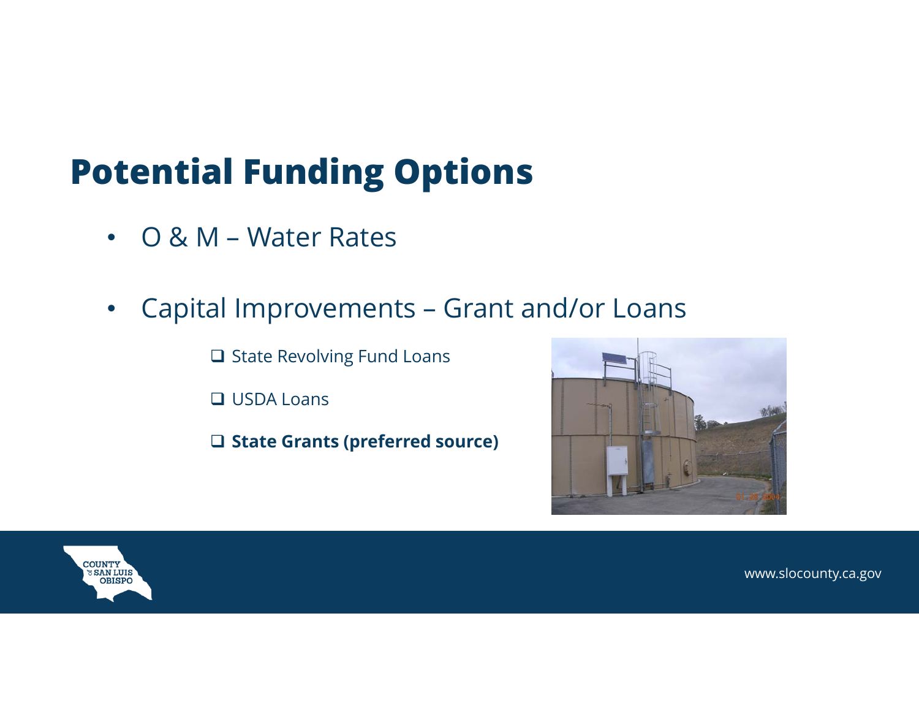# Potential Funding Options

- O & M – Water Rates

- Capital Improvements – Grant and/or Loans
  - State Revolving Fund Loans
  - USDA Loans
  - **State Grants (preferred source)**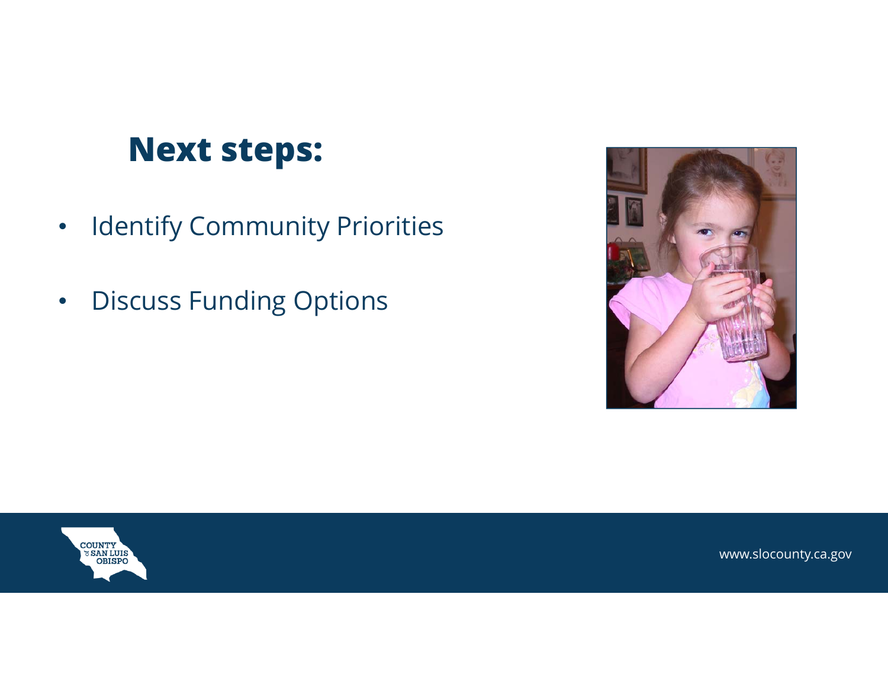## Next steps:

- Identify Community Priorities
- Discuss Funding Options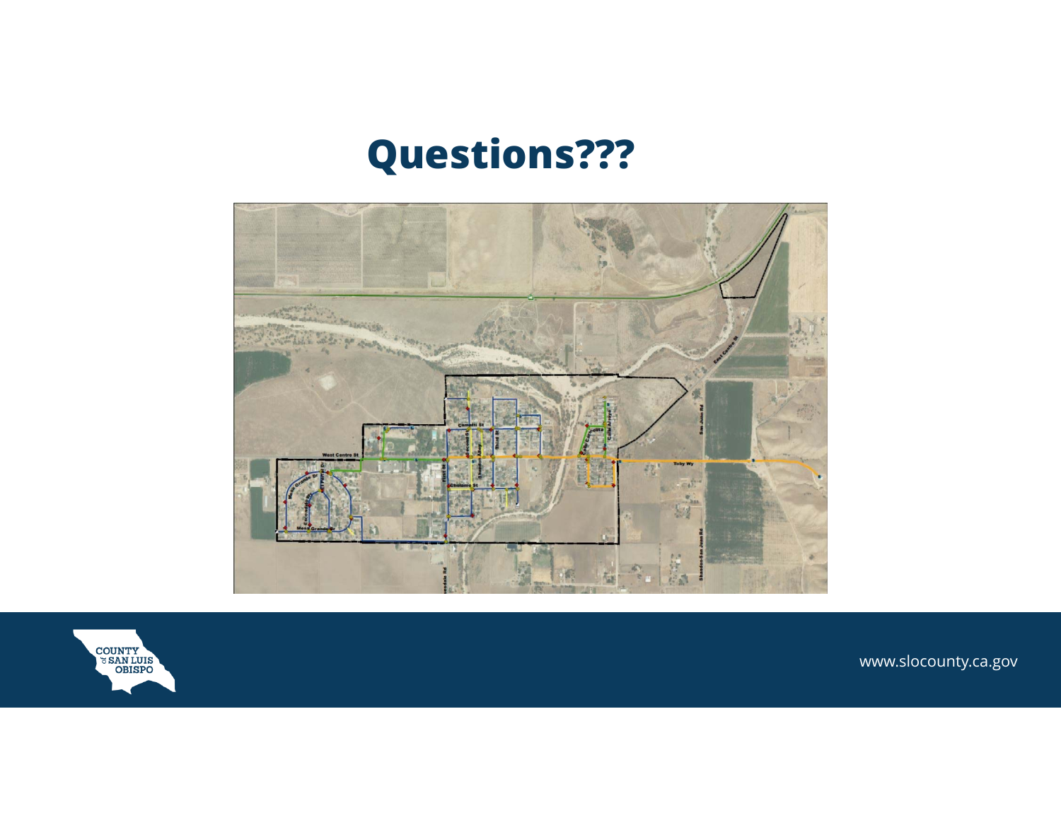# Questions???